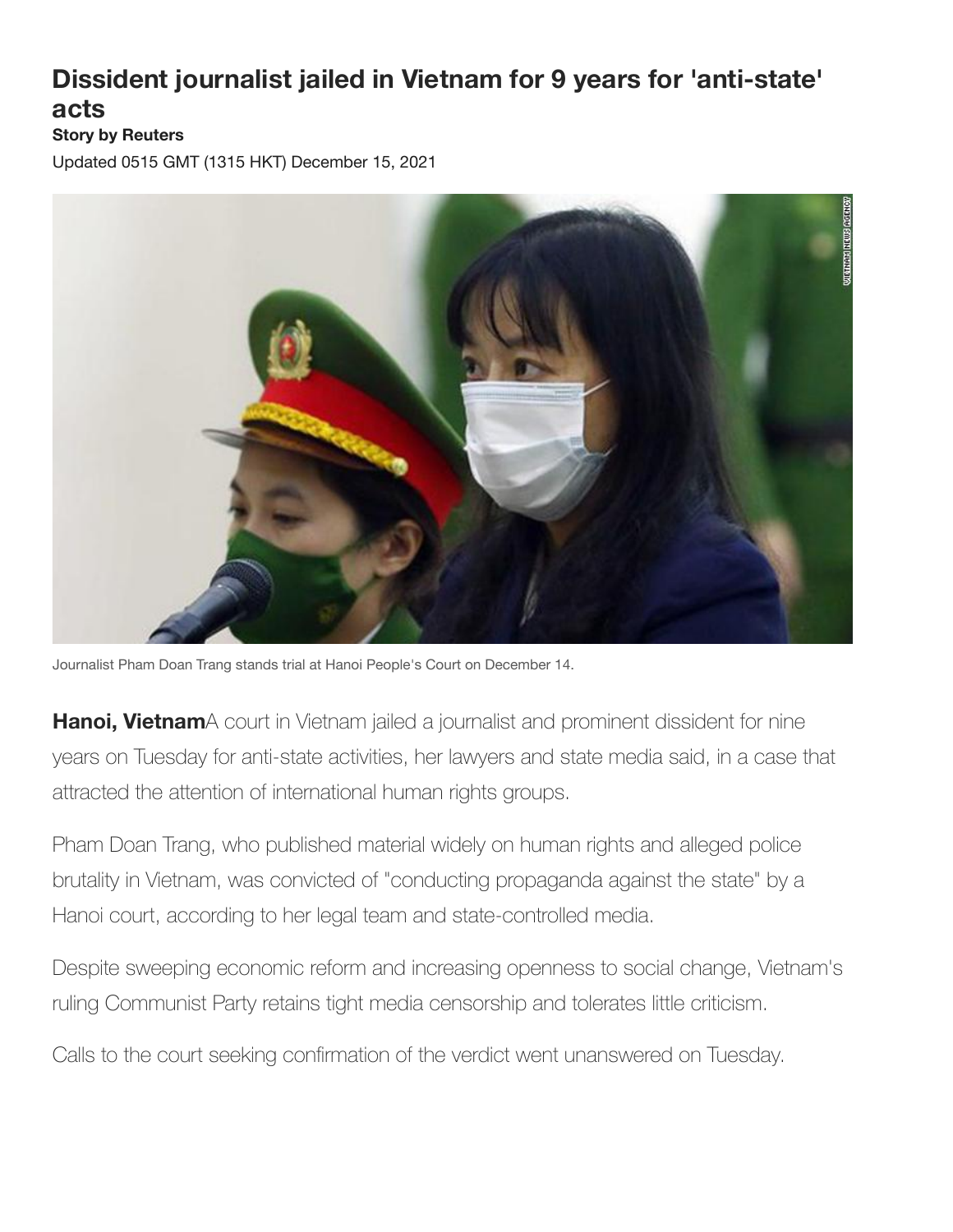# Dissident journalist jailed in Vietnam for 9 years for 'anti-state' acts

**Story by Reuters**

Updated 0515 GMT (1315 HKT) December 15, 2021

Journalist Pham Doan Trang stands trial at Hanoi People's Court on December 14.

**Hanoi, Vietnam**A court in Vietnam jailed a journalist and prominent dissident for nine years on Tuesday for anti-state activities, her lawyers and state media said, in a case that attracted the attention of international human rights groups.

Pham Doan Trang, who published material widely on human rights and alleged police brutality in Vietnam, was convicted of "conducting propaganda against the state" by a Hanoi court, according to her legal team and state-controlled media.

Despite sweeping economic reform and increasing openness to social change, Vietnam's ruling Communist Party retains tight media censorship and tolerates little criticism.

Calls to the court seeking confirmation of the verdict went unanswered on Tuesday.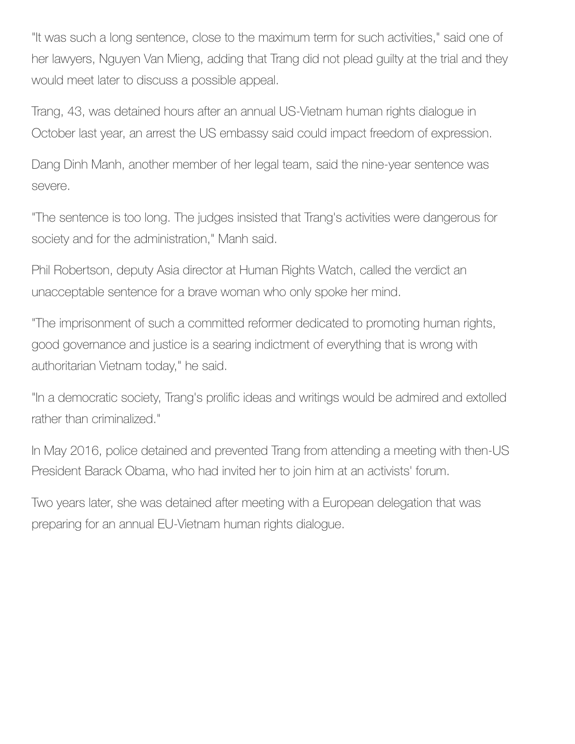"It was such a long sentence, close to the maximum term for such activities," said one of her lawyers, Nguyen Van Mieng, adding that Trang did not plead guilty at the trial and they would meet later to discuss a possible appeal.

Trang, 43, was detained hours after an annual US-Vietnam human rights dialogue in October last year, an arrest the US embassy said could impact freedom of expression.

Dang Dinh Manh, another member of her legal team, said the nine-year sentence was severe.

"The sentence is too long. The judges insisted that Trang's activities were dangerous for society and for the administration," Manh said.

Phil Robertson, deputy Asia director at Human Rights Watch, called the verdict an unacceptable sentence for a brave woman who only spoke her mind.

"The imprisonment of such a committed reformer dedicated to promoting human rights, good governance and justice is a searing indictment of everything that is wrong with authoritarian Vietnam today," he said.

"In a democratic society, Trang's prolific ideas and writings would be admired and extolled rather than criminalized."

In May 2016, police detained and prevented Trang from attending a meeting with then-US President Barack Obama, who had invited her to join him at an activists' forum.

Two years later, she was detained after meeting with a European delegation that was preparing for an annual EU-Vietnam human rights dialogue.